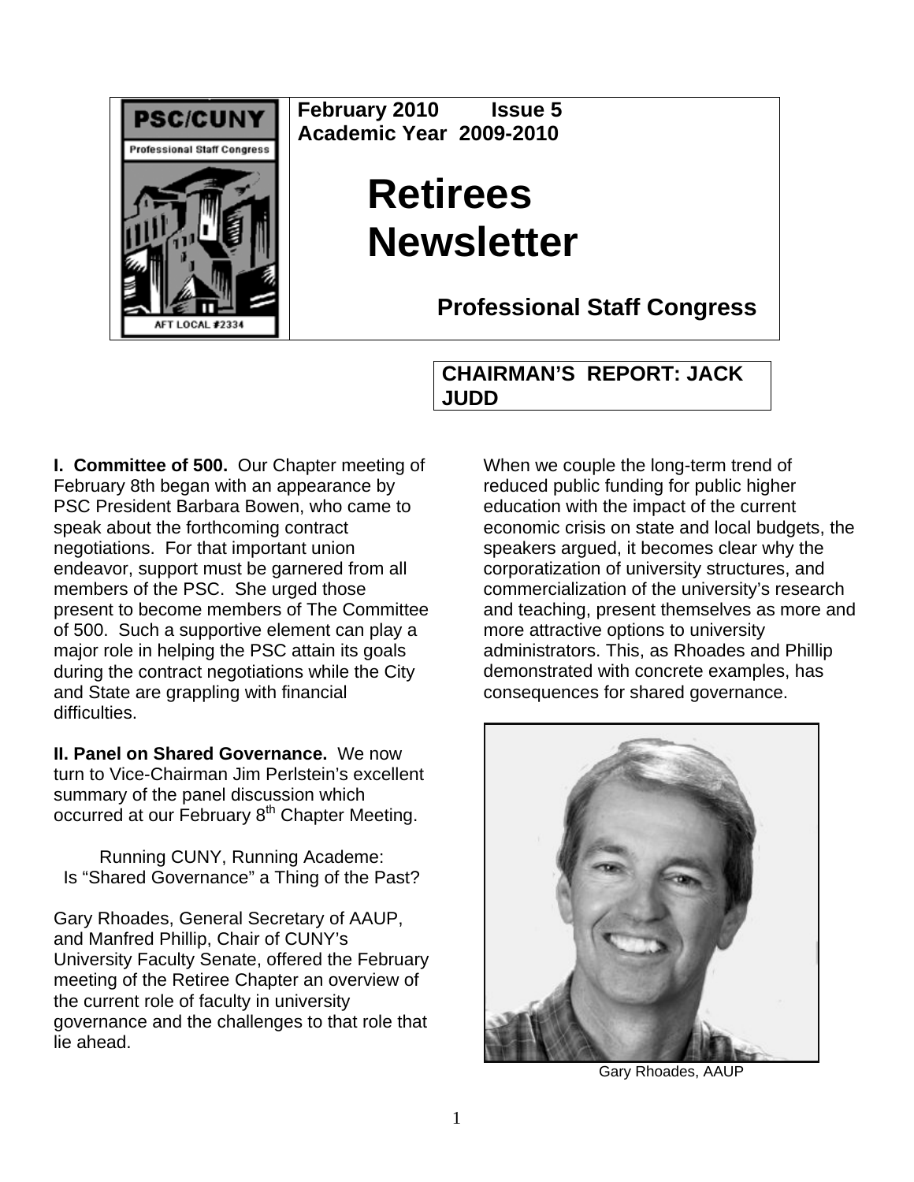February 2010 Issue 5
Academic Year 2009-2010

# Retirees Newsletter

## Professional Staff Congress

## CHAIRMAN'S REPORT: JACK JUDD

**I. Committee of 500.** Our Chapter meeting of February 8th began with an appearance by PSC President Barbara Bowen, who came to speak about the forthcoming contract negotiations. For that important union endeavor, support must be garnered from all members of the PSC. She urged those present to become members of The Committee of 500. Such a supportive element can play a major role in helping the PSC attain its goals during the contract negotiations while the City and State are grappling with financial difficulties.

**II. Panel on Shared Governance.** We now turn to Vice-Chairman Jim Perlstein's excellent summary of the panel discussion which occurred at our February 8th Chapter Meeting.

Running CUNY, Running Academe:
Is "Shared Governance" a Thing of the Past?

Gary Rhoades, General Secretary of AAUP, and Manfred Phillip, Chair of CUNY's University Faculty Senate, offered the February meeting of the Retiree Chapter an overview of the current role of faculty in university governance and the challenges to that role that lie ahead.

When we couple the long-term trend of reduced public funding for public higher education with the impact of the current economic crisis on state and local budgets, the speakers argued, it becomes clear why the corporatization of university structures, and commercialization of the university's research and teaching, present themselves as more and more attractive options to university administrators. This, as Rhoades and Phillip demonstrated with concrete examples, has consequences for shared governance.

Gary Rhoades, AAUP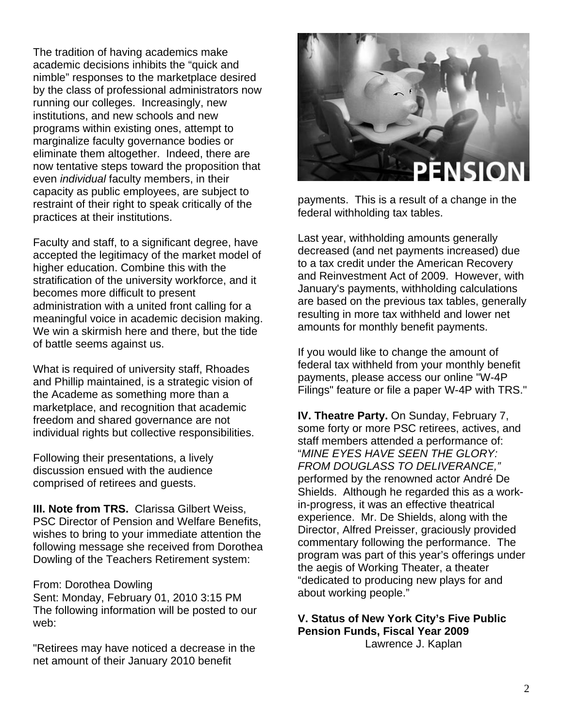The tradition of having academics make academic decisions inhibits the "quick and nimble" responses to the marketplace desired by the class of professional administrators now running our colleges. Increasingly, new institutions, and new schools and new programs within existing ones, attempt to marginalize faculty governance bodies or eliminate them altogether. Indeed, there are now tentative steps toward the proposition that even *individual* faculty members, in their capacity as public employees, are subject to restraint of their right to speak critically of the practices at their institutions.

Faculty and staff, to a significant degree, have accepted the legitimacy of the market model of higher education. Combine this with the stratification of the university workforce, and it becomes more difficult to present administration with a united front calling for a meaningful voice in academic decision making. We win a skirmish here and there, but the tide of battle seems against us.

What is required of university staff, Rhoades and Phillip maintained, is a strategic vision of the Academe as something more than a marketplace, and recognition that academic freedom and shared governance are not individual rights but collective responsibilities.

Following their presentations, a lively discussion ensued with the audience comprised of retirees and guests.

**III. Note from TRS.** Clarissa Gilbert Weiss, PSC Director of Pension and Welfare Benefits, wishes to bring to your immediate attention the following message she received from Dorothea Dowling of the Teachers Retirement system:

From: Dorothea Dowling
Sent: Monday, February 01, 2010 3:15 PM
The following information will be posted to our web:

"Retirees may have noticed a decrease in the net amount of their January 2010 benefit payments. This is a result of a change in the federal withholding tax tables.

Last year, withholding amounts generally decreased (and net payments increased) due to a tax credit under the American Recovery and Reinvestment Act of 2009. However, with January's payments, withholding calculations are based on the previous tax tables, generally resulting in more tax withheld and lower net amounts for monthly benefit payments.

If you would like to change the amount of federal tax withheld from your monthly benefit payments, please access our online "W-4P Filings" feature or file a paper W-4P with TRS."

**IV. Theatre Party.** On Sunday, February 7, some forty or more PSC retirees, actives, and staff members attended a performance of: "*MINE EYES HAVE SEEN THE GLORY: FROM DOUGLASS TO DELIVERANCE,"* performed by the renowned actor André De Shields. Although he regarded this as a work-in-progress, it was an effective theatrical experience. Mr. De Shields, along with the Director, Alfred Preisser, graciously provided commentary following the performance. The program was part of this year's offerings under the aegis of Working Theater, a theater "dedicated to producing new plays for and about working people."

**V. Status of New York City's Five Public Pension Funds, Fiscal Year 2009**

Lawrence J. Kaplan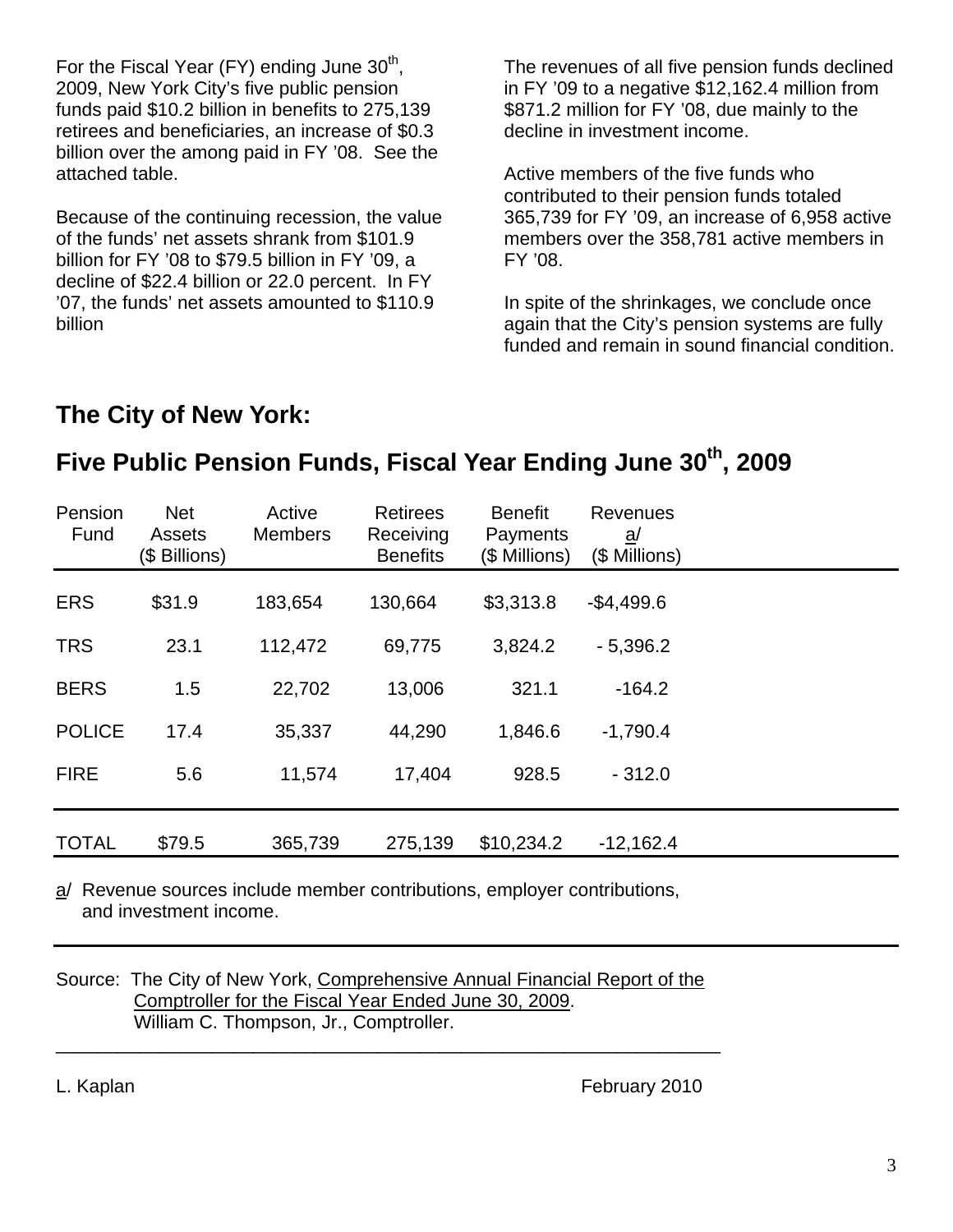For the Fiscal Year (FY) ending June 30th, 2009, New York City's five public pension funds paid $10.2 billion in benefits to 275,139 retirees and beneficiaries, an increase of $0.3 billion over the among paid in FY '08. See the attached table.

Because of the continuing recession, the value of the funds' net assets shrank from $101.9 billion for FY '08 to $79.5 billion in FY '09, a decline of $22.4 billion or 22.0 percent. In FY '07, the funds' net assets amounted to $110.9 billion

The revenues of all five pension funds declined in FY '09 to a negative $12,162.4 million from $871.2 million for FY '08, due mainly to the decline in investment income.

Active members of the five funds who contributed to their pension funds totaled 365,739 for FY '09, an increase of 6,958 active members over the 358,781 active members in FY '08.

In spite of the shrinkages, we conclude once again that the City's pension systems are fully funded and remain in sound financial condition.

## The City of New York:

## Five Public Pension Funds, Fiscal Year Ending June 30th, 2009

| Pension Fund | Net Assets ($ Billions) | Active Members | Retirees Receiving Benefits | Benefit Payments ($ Millions) | Revenues a/ ($ Millions) |
|---|---|---|---|---|---|
| ERS | $31.9 | 183,654 | 130,664 | $3,313.8 | -$4,499.6 |
| TRS | 23.1 | 112,472 | 69,775 | 3,824.2 | - 5,396.2 |
| BERS | 1.5 | 22,702 | 13,006 | 321.1 | -164.2 |
| POLICE | 17.4 | 35,337 | 44,290 | 1,846.6 | -1,790.4 |
| FIRE | 5.6 | 11,574 | 17,404 | 928.5 | - 312.0 |
| TOTAL | $79.5 | 365,739 | 275,139 | $10,234.2 | -12,162.4 |

a/ Revenue sources include member contributions, employer contributions, and investment income.

Source: The City of New York, Comprehensive Annual Financial Report of the Comptroller for the Fiscal Year Ended June 30, 2009. William C. Thompson, Jr., Comptroller.

L. Kaplan

February 2010